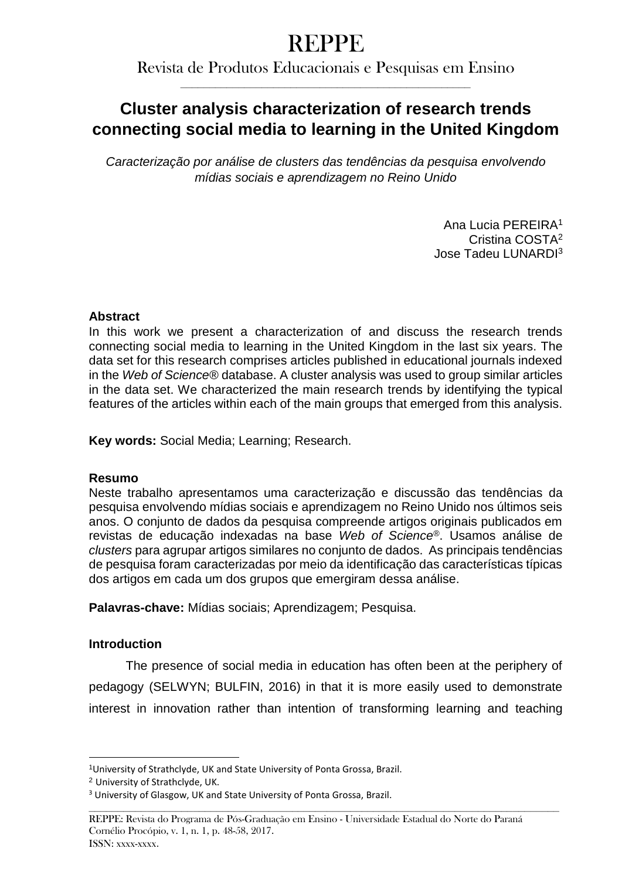# REPPE

Revista de Produtos Educacionais e Pesquisas em Ensino

## Cluster analysis characterization of research trends connecting social media to learning in the United Kingdom

*Caracterização por análise de clusters das tendências da pesquisa envolvendo mídias sociais e aprendizagem no Reino Unido*

Ana Lucia PEREIRA[1]
Cristina COSTA[2]
Jose Tadeu LUNARDI[3]

**Abstract**

In this work we present a characterization of and discuss the research trends connecting social media to learning in the United Kingdom in the last six years. The data set for this research comprises articles published in educational journals indexed in the *Web of Science*® database. A cluster analysis was used to group similar articles in the data set. We characterized the main research trends by identifying the typical features of the articles within each of the main groups that emerged from this analysis.

**Key words:** Social Media; Learning; Research.

**Resumo**

Neste trabalho apresentamos uma caracterização e discussão das tendências da pesquisa envolvendo mídias sociais e aprendizagem no Reino Unido nos últimos seis anos. O conjunto de dados da pesquisa compreende artigos originais publicados em revistas de educação indexadas na base *Web of Science*®. Usamos análise de *clusters* para agrupar artigos similares no conjunto de dados. As principais tendências de pesquisa foram caracterizadas por meio da identificação das características típicas dos artigos em cada um dos grupos que emergiram dessa análise.

**Palavras-chave:** Mídias sociais; Aprendizagem; Pesquisa.

**Introduction**

The presence of social media in education has often been at the periphery of pedagogy (SELWYN; BULFIN, 2016) in that it is more easily used to demonstrate interest in innovation rather than intention of transforming learning and teaching

[1] University of Strathclyde, UK and State University of Ponta Grossa, Brazil.
[2] University of Strathclyde, UK.
[3] University of Glasgow, UK and State University of Ponta Grossa, Brazil.

REPPE: Revista do Programa de Pós-Graduação em Ensino - Universidade Estadual do Norte do Paraná
Cornélio Procópio, v. 1, n. 1, p. 48-58, 2017.
ISSN: xxxx-xxxx.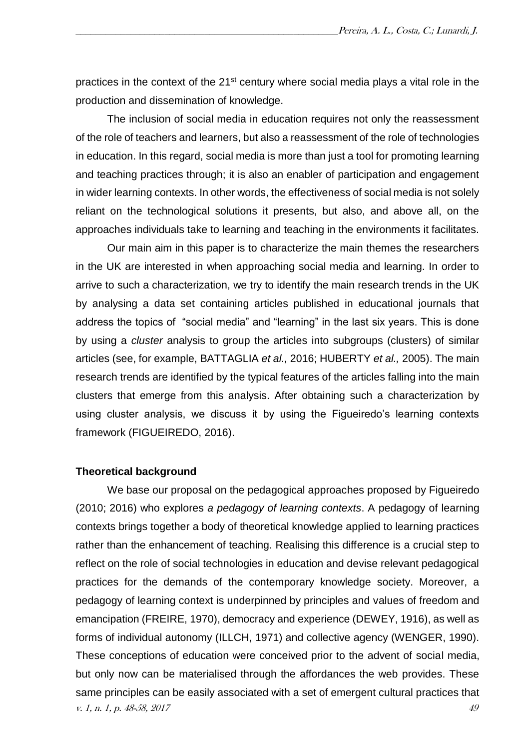practices in the context of the 21st century where social media plays a vital role in the production and dissemination of knowledge.

The inclusion of social media in education requires not only the reassessment of the role of teachers and learners, but also a reassessment of the role of technologies in education. In this regard, social media is more than just a tool for promoting learning and teaching practices through; it is also an enabler of participation and engagement in wider learning contexts. In other words, the effectiveness of social media is not solely reliant on the technological solutions it presents, but also, and above all, on the approaches individuals take to learning and teaching in the environments it facilitates.

Our main aim in this paper is to characterize the main themes the researchers in the UK are interested in when approaching social media and learning. In order to arrive to such a characterization, we try to identify the main research trends in the UK by analysing a data set containing articles published in educational journals that address the topics of "social media" and "learning" in the last six years. This is done by using a *cluster* analysis to group the articles into subgroups (clusters) of similar articles (see, for example, BATTAGLIA *et al.,* 2016; HUBERTY *et al.,* 2005). The main research trends are identified by the typical features of the articles falling into the main clusters that emerge from this analysis. After obtaining such a characterization by using cluster analysis, we discuss it by using the Figueiredo's learning contexts framework (FIGUEIREDO, 2016).

## Theoretical background

We base our proposal on the pedagogical approaches proposed by Figueiredo (2010; 2016) who explores *a pedagogy of learning contexts*. A pedagogy of learning contexts brings together a body of theoretical knowledge applied to learning practices rather than the enhancement of teaching. Realising this difference is a crucial step to reflect on the role of social technologies in education and devise relevant pedagogical practices for the demands of the contemporary knowledge society. Moreover, a pedagogy of learning context is underpinned by principles and values of freedom and emancipation (FREIRE, 1970), democracy and experience (DEWEY, 1916), as well as forms of individual autonomy (ILLCH, 1971) and collective agency (WENGER, 1990). These conceptions of education were conceived prior to the advent of social media, but only now can be materialised through the affordances the web provides. These same principles can be easily associated with a set of emergent cultural practices that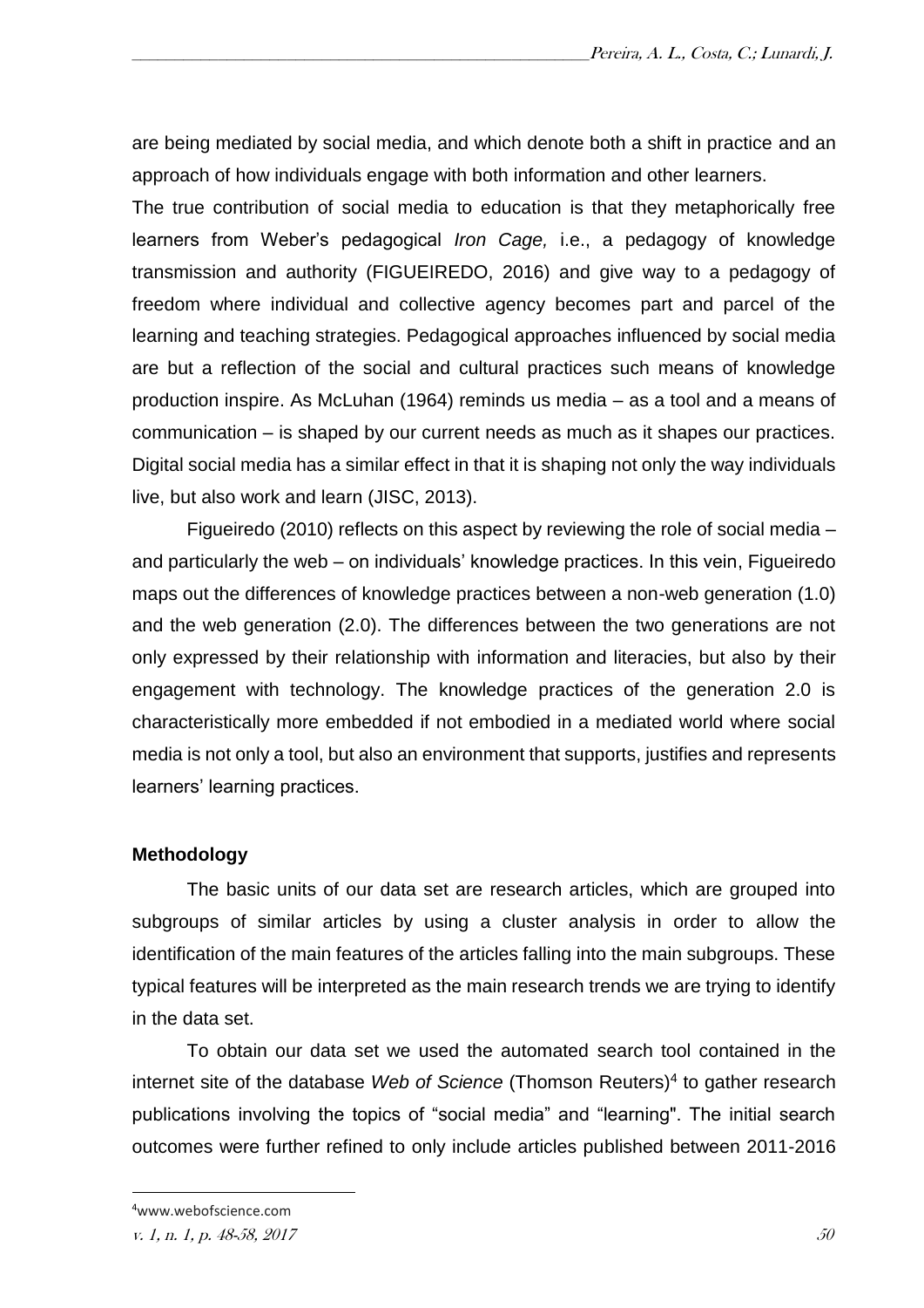are being mediated by social media, and which denote both a shift in practice and an approach of how individuals engage with both information and other learners.

The true contribution of social media to education is that they metaphorically free learners from Weber's pedagogical *Iron Cage,* i.e., a pedagogy of knowledge transmission and authority (FIGUEIREDO, 2016) and give way to a pedagogy of freedom where individual and collective agency becomes part and parcel of the learning and teaching strategies. Pedagogical approaches influenced by social media are but a reflection of the social and cultural practices such means of knowledge production inspire. As McLuhan (1964) reminds us media – as a tool and a means of communication – is shaped by our current needs as much as it shapes our practices. Digital social media has a similar effect in that it is shaping not only the way individuals live, but also work and learn (JISC, 2013).

Figueiredo (2010) reflects on this aspect by reviewing the role of social media – and particularly the web – on individuals' knowledge practices. In this vein, Figueiredo maps out the differences of knowledge practices between a non-web generation (1.0) and the web generation (2.0). The differences between the two generations are not only expressed by their relationship with information and literacies, but also by their engagement with technology. The knowledge practices of the generation 2.0 is characteristically more embedded if not embodied in a mediated world where social media is not only a tool, but also an environment that supports, justifies and represents learners' learning practices.

**Methodology**

The basic units of our data set are research articles, which are grouped into subgroups of similar articles by using a cluster analysis in order to allow the identification of the main features of the articles falling into the main subgroups. These typical features will be interpreted as the main research trends we are trying to identify in the data set.

To obtain our data set we used the automated search tool contained in the internet site of the database *Web of Science* (Thomson Reuters)[4] to gather research publications involving the topics of "social media" and "learning". The initial search outcomes were further refined to only include articles published between 2011-2016

[4] www.webofscience.com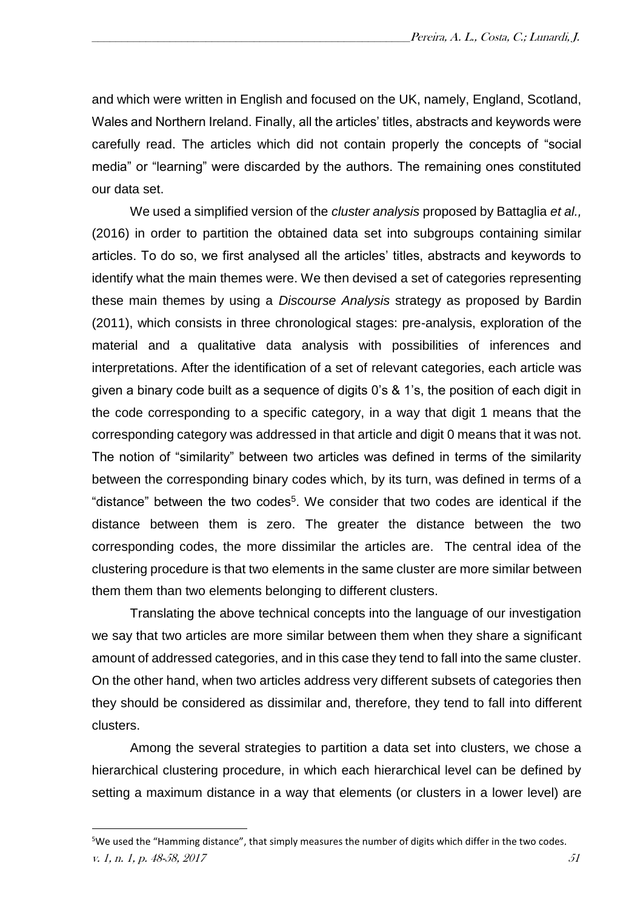and which were written in English and focused on the UK, namely, England, Scotland, Wales and Northern Ireland. Finally, all the articles' titles, abstracts and keywords were carefully read. The articles which did not contain properly the concepts of "social media" or "learning" were discarded by the authors. The remaining ones constituted our data set.

We used a simplified version of the *cluster analysis* proposed by Battaglia *et al.,* (2016) in order to partition the obtained data set into subgroups containing similar articles. To do so, we first analysed all the articles' titles, abstracts and keywords to identify what the main themes were. We then devised a set of categories representing these main themes by using a *Discourse Analysis* strategy as proposed by Bardin (2011), which consists in three chronological stages: pre-analysis, exploration of the material and a qualitative data analysis with possibilities of inferences and interpretations. After the identification of a set of relevant categories, each article was given a binary code built as a sequence of digits 0's & 1's, the position of each digit in the code corresponding to a specific category, in a way that digit 1 means that the corresponding category was addressed in that article and digit 0 means that it was not. The notion of "similarity" between two articles was defined in terms of the similarity between the corresponding binary codes which, by its turn, was defined in terms of a "distance" between the two codes[5]. We consider that two codes are identical if the distance between them is zero. The greater the distance between the two corresponding codes, the more dissimilar the articles are. The central idea of the clustering procedure is that two elements in the same cluster are more similar between them them than two elements belonging to different clusters.

Translating the above technical concepts into the language of our investigation we say that two articles are more similar between them when they share a significant amount of addressed categories, and in this case they tend to fall into the same cluster. On the other hand, when two articles address very different subsets of categories then they should be considered as dissimilar and, therefore, they tend to fall into different clusters.

Among the several strategies to partition a data set into clusters, we chose a hierarchical clustering procedure, in which each hierarchical level can be defined by setting a maximum distance in a way that elements (or clusters in a lower level) are

[5] We used the "Hamming distance", that simply measures the number of digits which differ in the two codes.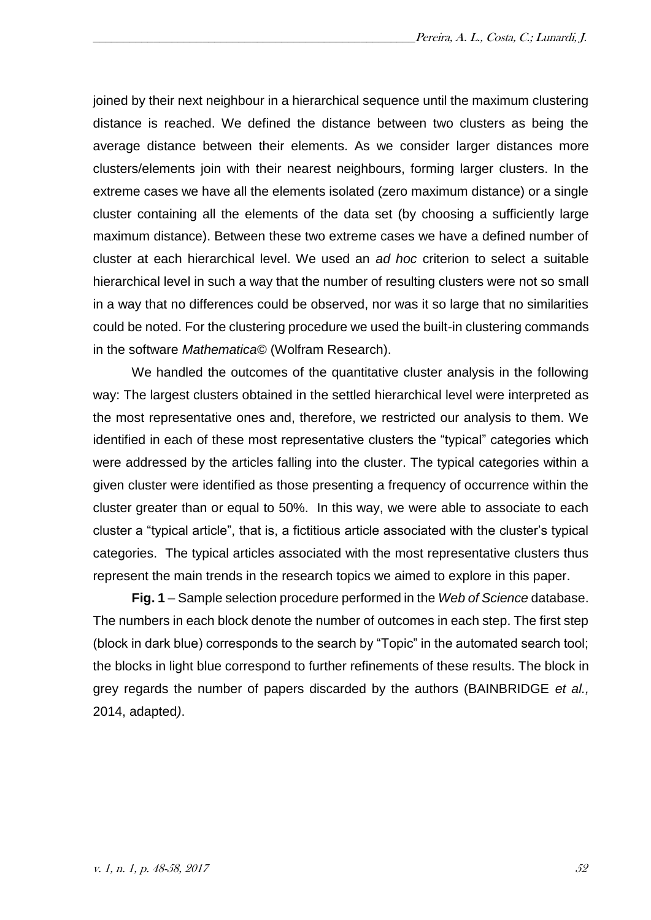joined by their next neighbour in a hierarchical sequence until the maximum clustering distance is reached. We defined the distance between two clusters as being the average distance between their elements. As we consider larger distances more clusters/elements join with their nearest neighbours, forming larger clusters. In the extreme cases we have all the elements isolated (zero maximum distance) or a single cluster containing all the elements of the data set (by choosing a sufficiently large maximum distance). Between these two extreme cases we have a defined number of cluster at each hierarchical level. We used an *ad hoc* criterion to select a suitable hierarchical level in such a way that the number of resulting clusters were not so small in a way that no differences could be observed, nor was it so large that no similarities could be noted. For the clustering procedure we used the built-in clustering commands in the software *Mathematica*© (Wolfram Research).

We handled the outcomes of the quantitative cluster analysis in the following way: The largest clusters obtained in the settled hierarchical level were interpreted as the most representative ones and, therefore, we restricted our analysis to them. We identified in each of these most representative clusters the "typical" categories which were addressed by the articles falling into the cluster. The typical categories within a given cluster were identified as those presenting a frequency of occurrence within the cluster greater than or equal to 50%. In this way, we were able to associate to each cluster a "typical article", that is, a fictitious article associated with the cluster's typical categories. The typical articles associated with the most representative clusters thus represent the main trends in the research topics we aimed to explore in this paper.

**Fig. 1** – Sample selection procedure performed in the *Web of Science* database. The numbers in each block denote the number of outcomes in each step. The first step (block in dark blue) corresponds to the search by "Topic" in the automated search tool; the blocks in light blue correspond to further refinements of these results. The block in grey regards the number of papers discarded by the authors (BAINBRIDGE *et al.,* 2014, adapted*)*.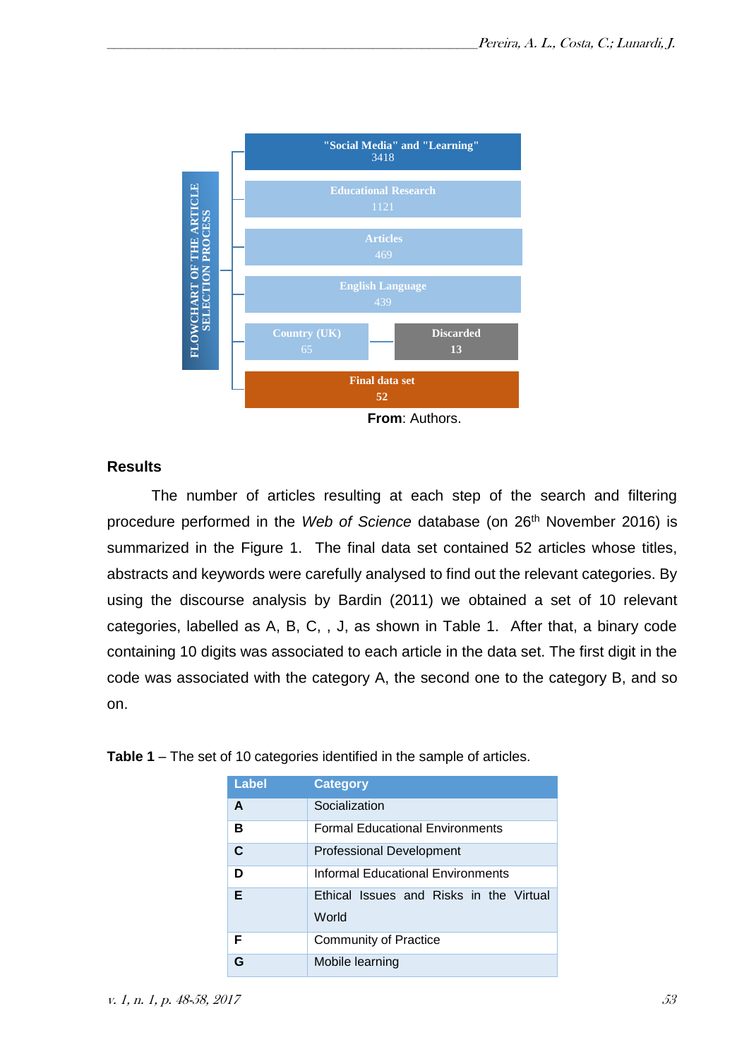FLOWCHART OF THE ARTICLE SELECTION PROCESS

"Social Media" and "Learning"
3418

Educational Research
1121

Articles
469

English Language
439

Country (UK)
65

Discarded
13

Final data set
52

**From**: Authors.

## Results

The number of articles resulting at each step of the search and filtering procedure performed in the *Web of Science* database (on 26th November 2016) is summarized in the Figure 1. The final data set contained 52 articles whose titles, abstracts and keywords were carefully analysed to find out the relevant categories. By using the discourse analysis by Bardin (2011) we obtained a set of 10 relevant categories, labelled as A, B, C, , J, as shown in Table 1. After that, a binary code containing 10 digits was associated to each article in the data set. The first digit in the code was associated with the category A, the second one to the category B, and so on.

**Table 1** – The set of 10 categories identified in the sample of articles.

| Label | Category |
|---|---|
| **A** | Socialization |
| **B** | Formal Educational Environments |
| **C** | Professional Development |
| **D** | Informal Educational Environments |
| **E** | Ethical Issues and Risks in the Virtual World |
| **F** | Community of Practice |
| **G** | Mobile learning |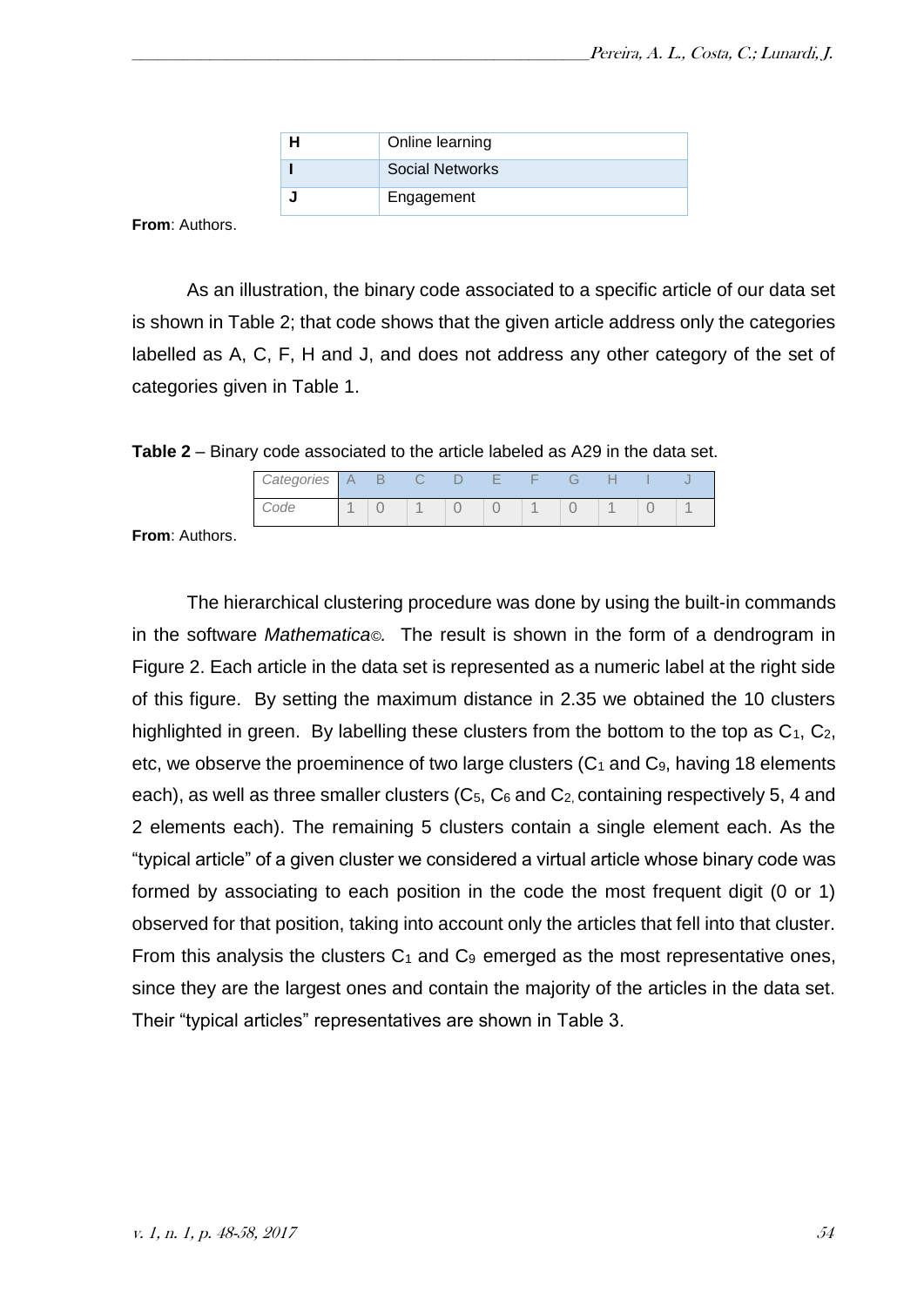| H | Online learning |
|---|---|
| I | Social Networks |
| J | Engagement |

**From**: Authors.

As an illustration, the binary code associated to a specific article of our data set is shown in Table 2; that code shows that the given article address only the categories labelled as A, C, F, H and J, and does not address any other category of the set of categories given in Table 1.

**Table 2** – Binary code associated to the article labeled as A29 in the data set.

| *Categories* | A | B | C | D | E | F | G | H | I | J |
|---|---|---|---|---|---|---|---|---|---|---|
| *Code* | 1 | 0 | 1 | 0 | 0 | 1 | 0 | 1 | 0 | 1 |

**From**: Authors.

The hierarchical clustering procedure was done by using the built-in commands in the software *Mathematica©.* The result is shown in the form of a dendrogram in Figure 2. Each article in the data set is represented as a numeric label at the right side of this figure. By setting the maximum distance in 2.35 we obtained the 10 clusters highlighted in green. By labelling these clusters from the bottom to the top as $C_1$, $C_2$, etc, we observe the proeminence of two large clusters ($C_1$ and $C_9$, having 18 elements each), as well as three smaller clusters ($C_5$, $C_6$ and $C_2$, containing respectively 5, 4 and 2 elements each). The remaining 5 clusters contain a single element each. As the "typical article" of a given cluster we considered a virtual article whose binary code was formed by associating to each position in the code the most frequent digit (0 or 1) observed for that position, taking into account only the articles that fell into that cluster. From this analysis the clusters $C_1$ and $C_9$ emerged as the most representative ones, since they are the largest ones and contain the majority of the articles in the data set. Their "typical articles" representatives are shown in Table 3.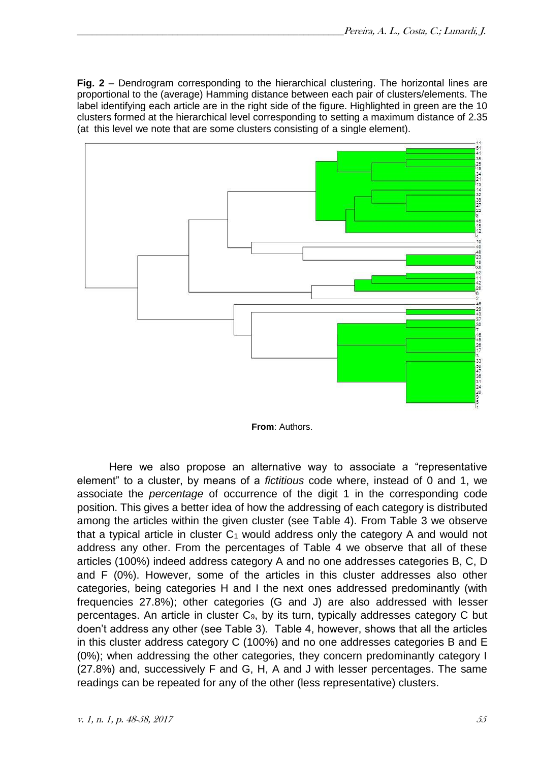**Fig. 2** – Dendrogram corresponding to the hierarchical clustering. The horizontal lines are proportional to the (average) Hamming distance between each pair of clusters/elements. The label identifying each article are in the right side of the figure. Highlighted in green are the 10 clusters formed at the hierarchical level corresponding to setting a maximum distance of 2.35 (at this level we note that are some clusters consisting of a single element).

**From**: Authors.

Here we also propose an alternative way to associate a "representative element" to a cluster, by means of a *fictitious* code where, instead of 0 and 1, we associate the *percentage* of occurrence of the digit 1 in the corresponding code position. This gives a better idea of how the addressing of each category is distributed among the articles within the given cluster (see Table 4). From Table 3 we observe that a typical article in cluster $C_1$ would address only the category A and would not address any other. From the percentages of Table 4 we observe that all of these articles (100%) indeed address category A and no one addresses categories B, C, D and F (0%). However, some of the articles in this cluster addresses also other categories, being categories H and I the next ones addressed predominantly (with frequencies 27.8%); other categories (G and J) are also addressed with lesser percentages. An article in cluster $C_9$, by its turn, typically addresses category C but doen't address any other (see Table 3). Table 4, however, shows that all the articles in this cluster address category C (100%) and no one addresses categories B and E (0%); when addressing the other categories, they concern predominantly category I (27.8%) and, successively F and G, H, A and J with lesser percentages. The same readings can be repeated for any of the other (less representative) clusters.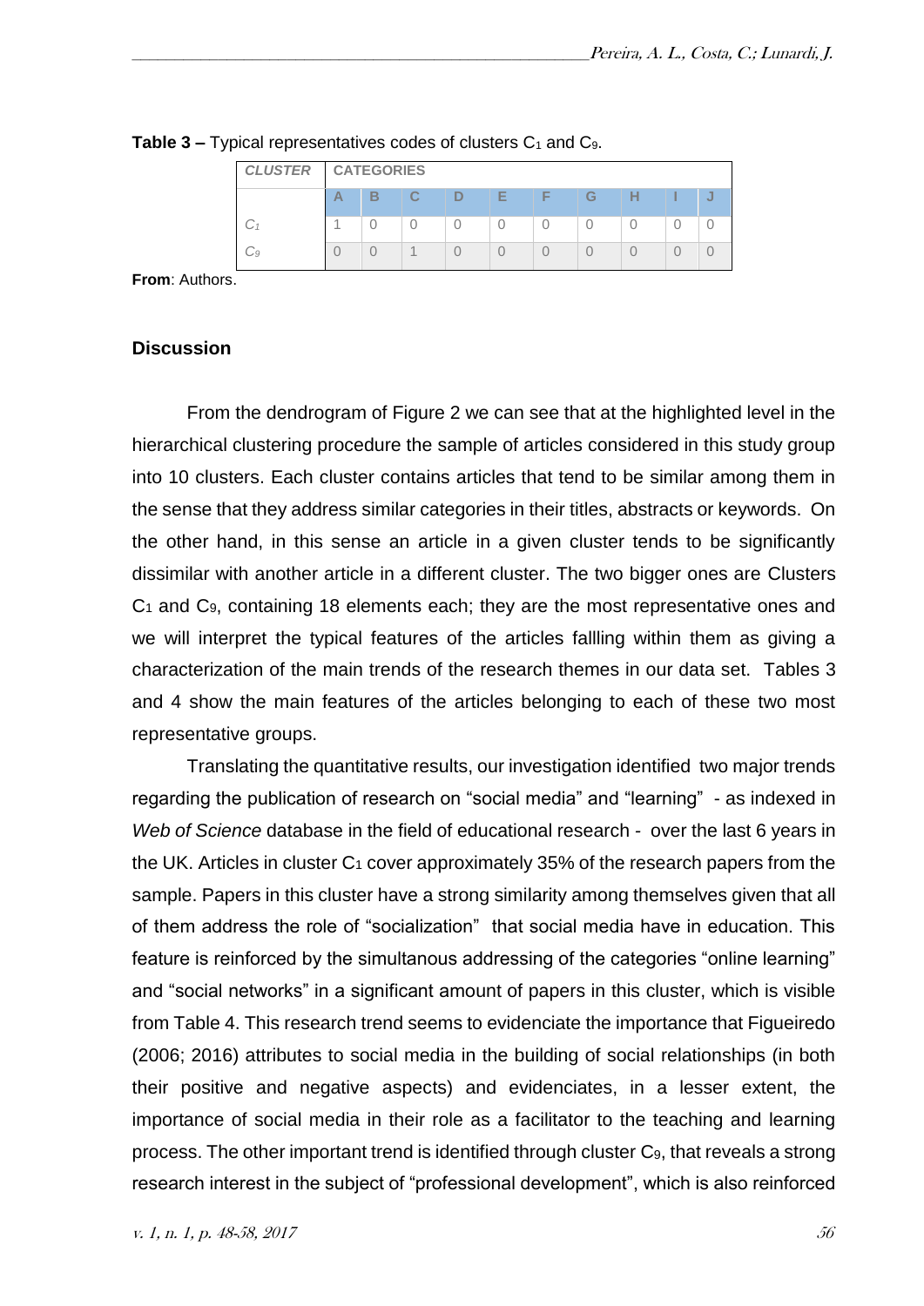**Table 3 –** Typical representatives codes of clusters $C_1$ and $C_9$.

| *CLUSTER* | CATEGORIES | | | | | | | | | |
|---|---|---|---|---|---|---|---|---|---|---|
| | A | B | C | D | E | F | G | H | I | J |
| $C_1$ | 1 | 0 | 0 | 0 | 0 | 0 | 0 | 0 | 0 | 0 |
| $C_9$ | 0 | 0 | 1 | 0 | 0 | 0 | 0 | 0 | 0 | 0 |

**From**: Authors.

## Discussion

From the dendrogram of Figure 2 we can see that at the highlighted level in the hierarchical clustering procedure the sample of articles considered in this study group into 10 clusters. Each cluster contains articles that tend to be similar among them in the sense that they address similar categories in their titles, abstracts or keywords. On the other hand, in this sense an article in a given cluster tends to be significantly dissimilar with another article in a different cluster. The two bigger ones are Clusters $C_1$ and $C_9$, containing 18 elements each; they are the most representative ones and we will interpret the typical features of the articles fallling within them as giving a characterization of the main trends of the research themes in our data set. Tables 3 and 4 show the main features of the articles belonging to each of these two most representative groups.

Translating the quantitative results, our investigation identified two major trends regarding the publication of research on “social media” and “learning” - as indexed in *Web of Science* database in the field of educational research - over the last 6 years in the UK. Articles in cluster $C_1$ cover approximately 35% of the research papers from the sample. Papers in this cluster have a strong similarity among themselves given that all of them address the role of “socialization” that social media have in education. This feature is reinforced by the simultanous addressing of the categories “online learning” and “social networks” in a significant amount of papers in this cluster, which is visible from Table 4. This research trend seems to evidenciate the importance that Figueiredo (2006; 2016) attributes to social media in the building of social relationships (in both their positive and negative aspects) and evidenciates, in a lesser extent, the importance of social media in their role as a facilitator to the teaching and learning process. The other important trend is identified through cluster $C_9$, that reveals a strong research interest in the subject of “professional development”, which is also reinforced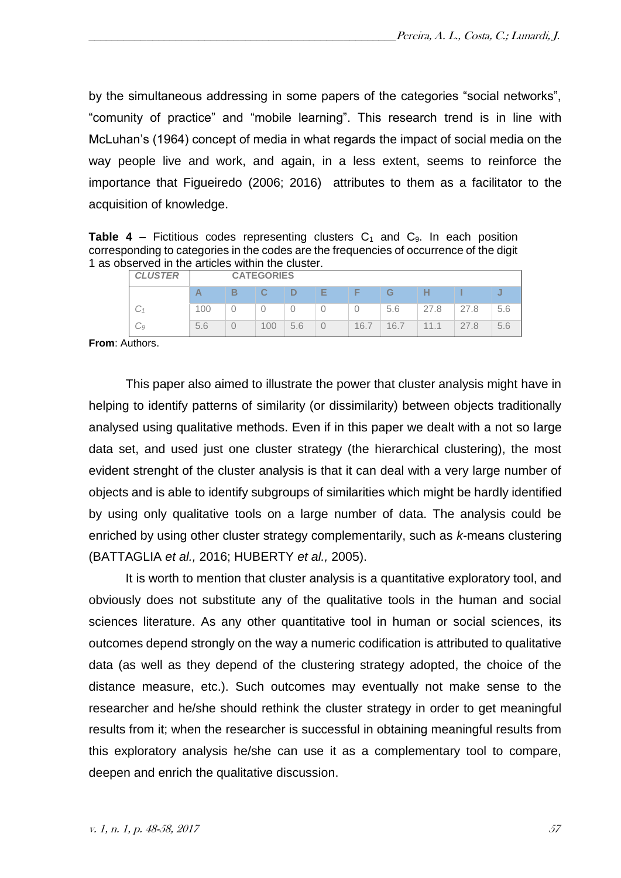by the simultaneous addressing in some papers of the categories “social networks”, “comunity of practice” and “mobile learning”. This research trend is in line with McLuhan’s (1964) concept of media in what regards the impact of social media on the way people live and work, and again, in a less extent, seems to reinforce the importance that Figueiredo (2006; 2016) attributes to them as a facilitator to the acquisition of knowledge.

**Table 4 –** Fictitious codes representing clusters $C_1$ and $C_9$. In each position corresponding to categories in the codes are the frequencies of occurrence of the digit 1 as observed in the articles within the cluster.

| *CLUSTER* | CATEGORIES | | | | | | | | | |
|---|---|---|---|---|---|---|---|---|---|---|
| | A | B | C | D | E | F | G | H | I | J |
| $C_1$ | 100 | 0 | 0 | 0 | 0 | 0 | 5.6 | 27.8 | 27.8 | 5.6 |
| $C_9$ | 5.6 | 0 | 100 | 5.6 | 0 | 16.7 | 16.7 | 11.1 | 27.8 | 5.6 |

**From**: Authors.

This paper also aimed to illustrate the power that cluster analysis might have in helping to identify patterns of similarity (or dissimilarity) between objects traditionally analysed using qualitative methods. Even if in this paper we dealt with a not so large data set, and used just one cluster strategy (the hierarchical clustering), the most evident strenght of the cluster analysis is that it can deal with a very large number of objects and is able to identify subgroups of similarities which might be hardly identified by using only qualitative tools on a large number of data. The analysis could be enriched by using other cluster strategy complementarily, such as *k*-means clustering (BATTAGLIA *et al.,* 2016; HUBERTY *et al.,* 2005).

It is worth to mention that cluster analysis is a quantitative exploratory tool, and obviously does not substitute any of the qualitative tools in the human and social sciences literature. As any other quantitative tool in human or social sciences, its outcomes depend strongly on the way a numeric codification is attributed to qualitative data (as well as they depend of the clustering strategy adopted, the choice of the distance measure, etc.). Such outcomes may eventually not make sense to the researcher and he/she should rethink the cluster strategy in order to get meaningful results from it; when the researcher is successful in obtaining meaningful results from this exploratory analysis he/she can use it as a complementary tool to compare, deepen and enrich the qualitative discussion.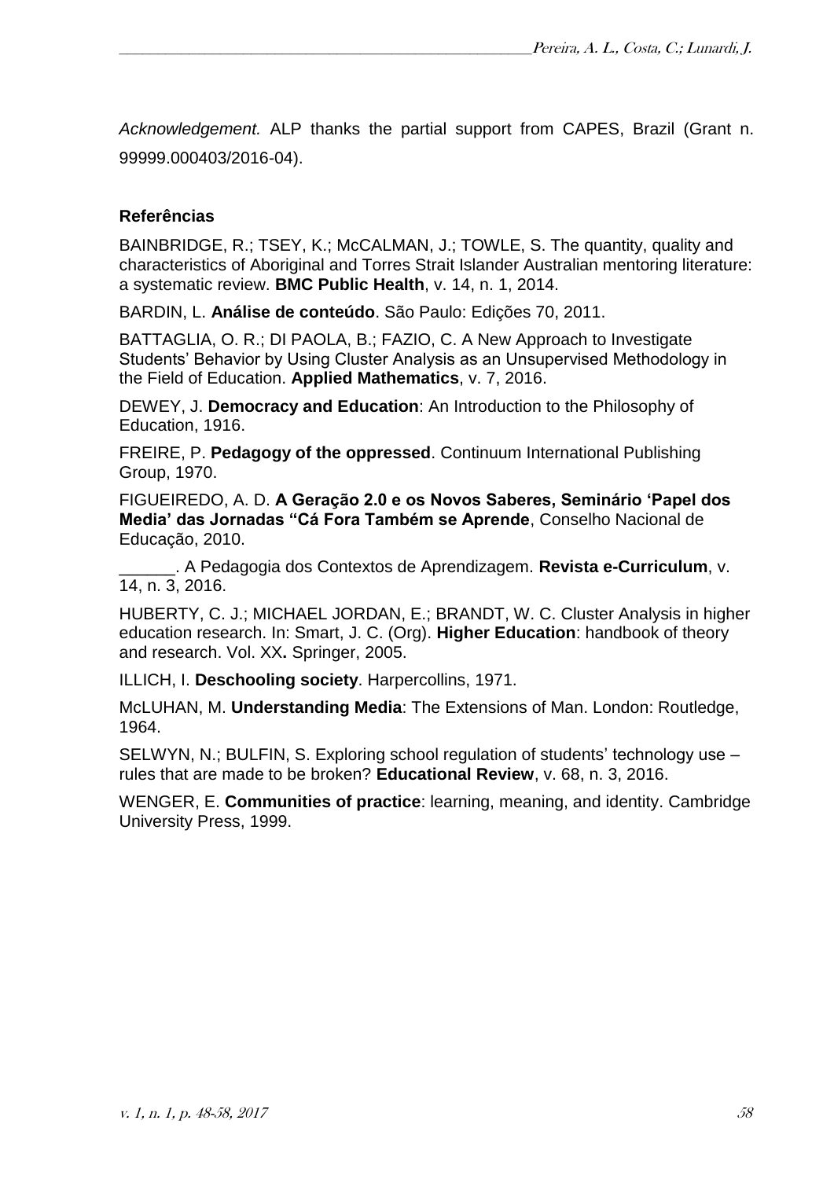*Acknowledgement.* ALP thanks the partial support from CAPES, Brazil (Grant n. 99999.000403/2016-04).

**Referências**

BAINBRIDGE, R.; TSEY, K.; McCALMAN, J.; TOWLE, S. The quantity, quality and characteristics of Aboriginal and Torres Strait Islander Australian mentoring literature: a systematic review. **BMC Public Health**, v. 14, n. 1, 2014.

BARDIN, L. **Análise de conteúdo**. São Paulo: Edições 70, 2011.

BATTAGLIA, O. R.; DI PAOLA, B.; FAZIO, C. A New Approach to Investigate Students' Behavior by Using Cluster Analysis as an Unsupervised Methodology in the Field of Education. **Applied Mathematics**, v. 7, 2016.

DEWEY, J. **Democracy and Education**: An Introduction to the Philosophy of Education, 1916.

FREIRE, P. **Pedagogy of the oppressed**. Continuum International Publishing Group, 1970.

FIGUEIREDO, A. D. **A Geração 2.0 e os Novos Saberes, Seminário 'Papel dos Media' das Jornadas "Cá Fora Também se Aprende**, Conselho Nacional de Educação, 2010.

______. A Pedagogia dos Contextos de Aprendizagem. **Revista e-Curriculum**, v. 14, n. 3, 2016.

HUBERTY, C. J.; MICHAEL JORDAN, E.; BRANDT, W. C. Cluster Analysis in higher education research. In: Smart, J. C. (Org). **Higher Education**: handbook of theory and research. Vol. XX**.** Springer, 2005.

ILLICH, I. **Deschooling society**. Harpercollins, 1971.

McLUHAN, M. **Understanding Media**: The Extensions of Man. London: Routledge, 1964.

SELWYN, N.; BULFIN, S. Exploring school regulation of students' technology use – rules that are made to be broken? **Educational Review**, v. 68, n. 3, 2016.

WENGER, E. **Communities of practice**: learning, meaning, and identity. Cambridge University Press, 1999.